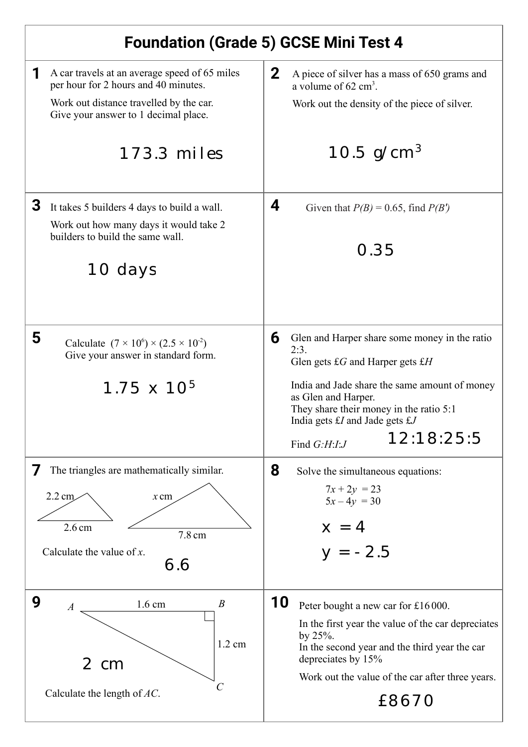# Foundation (Grade 5) GCSE Mini Test 4

**1** A car travels at an average speed of 65 miles per hour for 2 hours and 40 minutes.

Work out distance travelled by the car.
Give your answer to 1 decimal place.

173.3 miles

**2** A piece of silver has a mass of 650 grams and a volume of 62 $cm^3$.

Work out the density of the piece of silver.

10.5 $g/cm^3$

**3** It takes 5 builders 4 days to build a wall.

Work out how many days it would take 2 builders to build the same wall.

10 days

**4** Given that $P(B) = 0.65$, find $P(B')$

0.35

**5** Calculate $(7 \times 10^6) \times (2.5 \times 10^{-2})$
Give your answer in standard form.

$1.75 \times 10^5$

**6** Glen and Harper share some money in the ratio 2:3.
Glen gets £$G$ and Harper gets £$H$

India and Jade share the same amount of money as Glen and Harper.
They share their money in the ratio 5:1
India gets £$I$ and Jade gets £$J$

Find $G:H:I:J$

12:18:25:5

**7** The triangles are mathematically similar.

2.2 cm, 2.6 cm; $x$ cm, 7.8 cm

Calculate the value of $x$.

6.6

**8** Solve the simultaneous equations:

$$7x + 2y = 23$$
$$5x - 4y = 30$$

$x = 4$

$y = -2.5$

**9** $AB$ = 1.6 cm, $BC$ = 1.2 cm

Calculate the length of $AC$.

2 cm

**10** Peter bought a new car for £16 000.

In the first year the value of the car depreciates by 25%.
In the second year and the third year the car depreciates by 15%

Work out the value of the car after three years.

£8670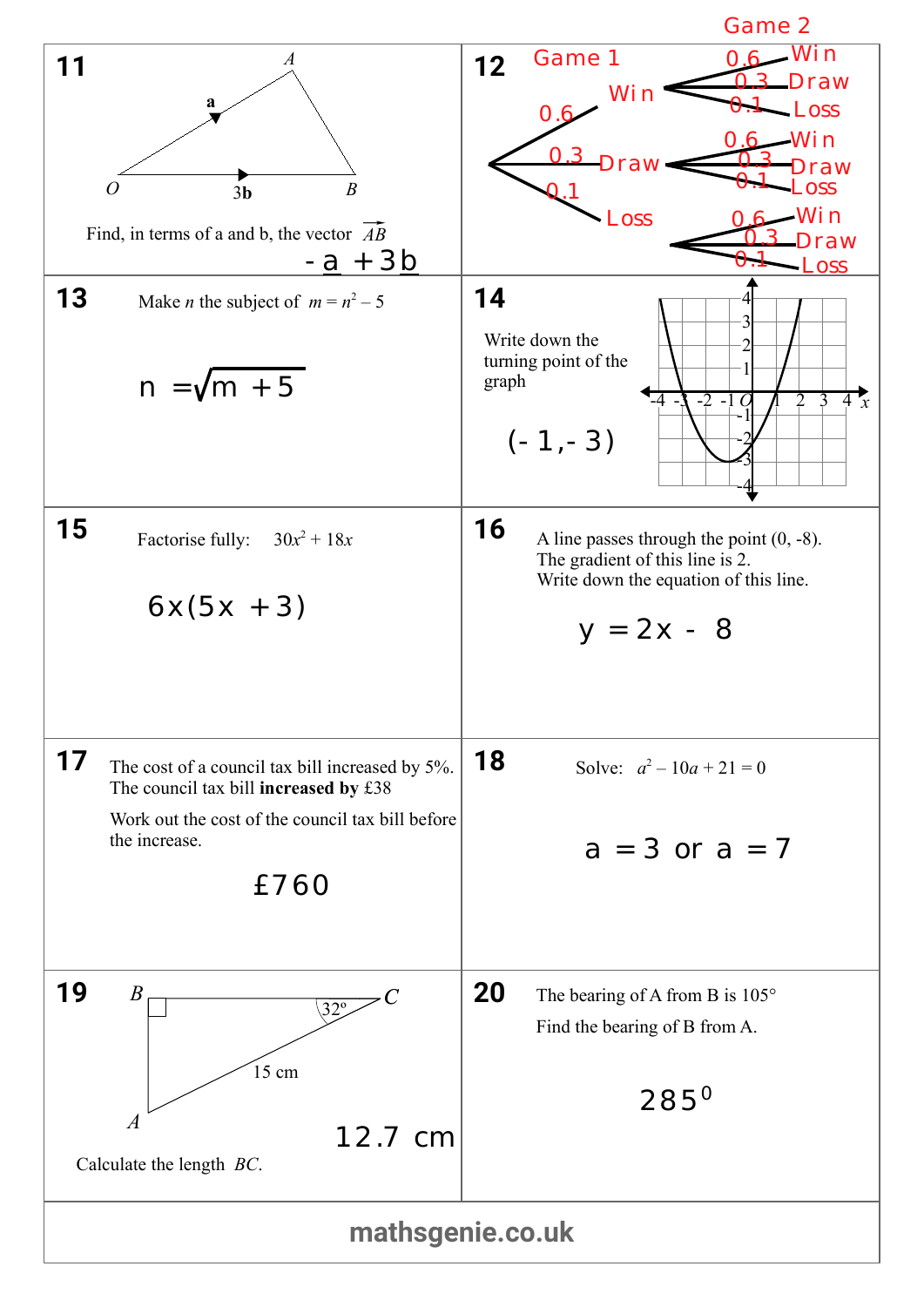## 11

A

a

O 3b B

Find, in terms of a and b, the vector $\overrightarrow{AB}$

$-\underline{a} + 3\underline{b}$

## 12

Game 1

Game 2

0.6 Win

0.6 Win
0.3 Draw
0.1 Loss

0.3 Draw

0.6 Win
0.3 Draw
0.1 Loss

0.1 Loss

0.6 Win
0.3 Draw
0.1 Loss

## 13

Make $n$ the subject of $m = n^2 - 5$

$n = \sqrt{m + 5}$

## 14

Write down the turning point of the graph

4
3
2
1
-4 -3 -2 -1 O 1 2 3 4 x
-1
-2
-3
-4

$(-1, -3)$

## 15

Factorise fully: $30x^2 + 18x$

$6x(5x + 3)$

## 16

A line passes through the point (0, -8).
The gradient of this line is 2.
Write down the equation of this line.

$y = 2x - 8$

## 17

The cost of a council tax bill increased by 5%.
The council tax bill **increased by** £38

Work out the cost of the council tax bill before the increase.

£760

## 18

Solve: $a^2 - 10a + 21 = 0$

$a = 3$ or $a = 7$

## 19

B C

32°

15 cm

A

Calculate the length $BC$.

12.7 cm

## 20

The bearing of A from B is 105°

Find the bearing of B from A.

$285^0$

mathsgenie.co.uk